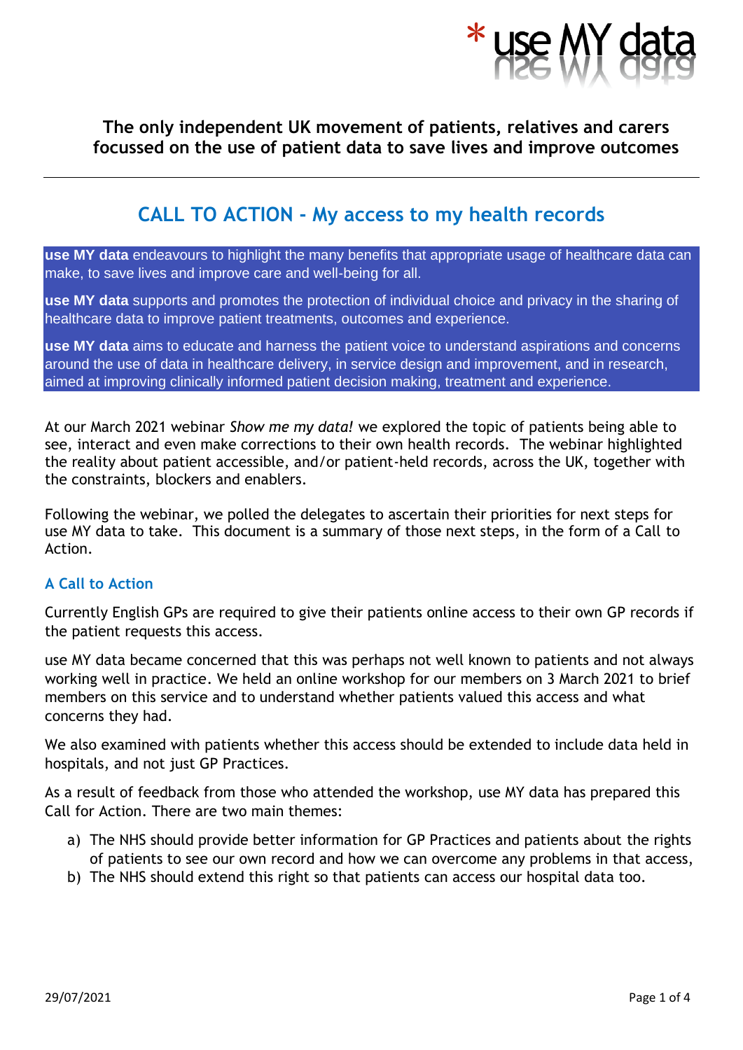\* use MY data

**The only independent UK movement of patients, relatives and carers focussed on the use of patient data to save lives and improve outcomes**

---

# CALL TO ACTION - My access to my health records

**use MY data** endeavours to highlight the many benefits that appropriate usage of healthcare data can make, to save lives and improve care and well-being for all.

**use MY data** supports and promotes the protection of individual choice and privacy in the sharing of healthcare data to improve patient treatments, outcomes and experience.

**use MY data** aims to educate and harness the patient voice to understand aspirations and concerns around the use of data in healthcare delivery, in service design and improvement, and in research, aimed at improving clinically informed patient decision making, treatment and experience.

At our March 2021 webinar *Show me my data!* we explored the topic of patients being able to see, interact and even make corrections to their own health records. The webinar highlighted the reality about patient accessible, and/or patient-held records, across the UK, together with the constraints, blockers and enablers.

Following the webinar, we polled the delegates to ascertain their priorities for next steps for use MY data to take. This document is a summary of those next steps, in the form of a Call to Action.

## A Call to Action

Currently English GPs are required to give their patients online access to their own GP records if the patient requests this access.

use MY data became concerned that this was perhaps not well known to patients and not always working well in practice. We held an online workshop for our members on 3 March 2021 to brief members on this service and to understand whether patients valued this access and what concerns they had.

We also examined with patients whether this access should be extended to include data held in hospitals, and not just GP Practices.

As a result of feedback from those who attended the workshop, use MY data has prepared this Call for Action. There are two main themes:

a) The NHS should provide better information for GP Practices and patients about the rights of patients to see our own record and how we can overcome any problems in that access,
b) The NHS should extend this right so that patients can access our hospital data too.

29/07/2021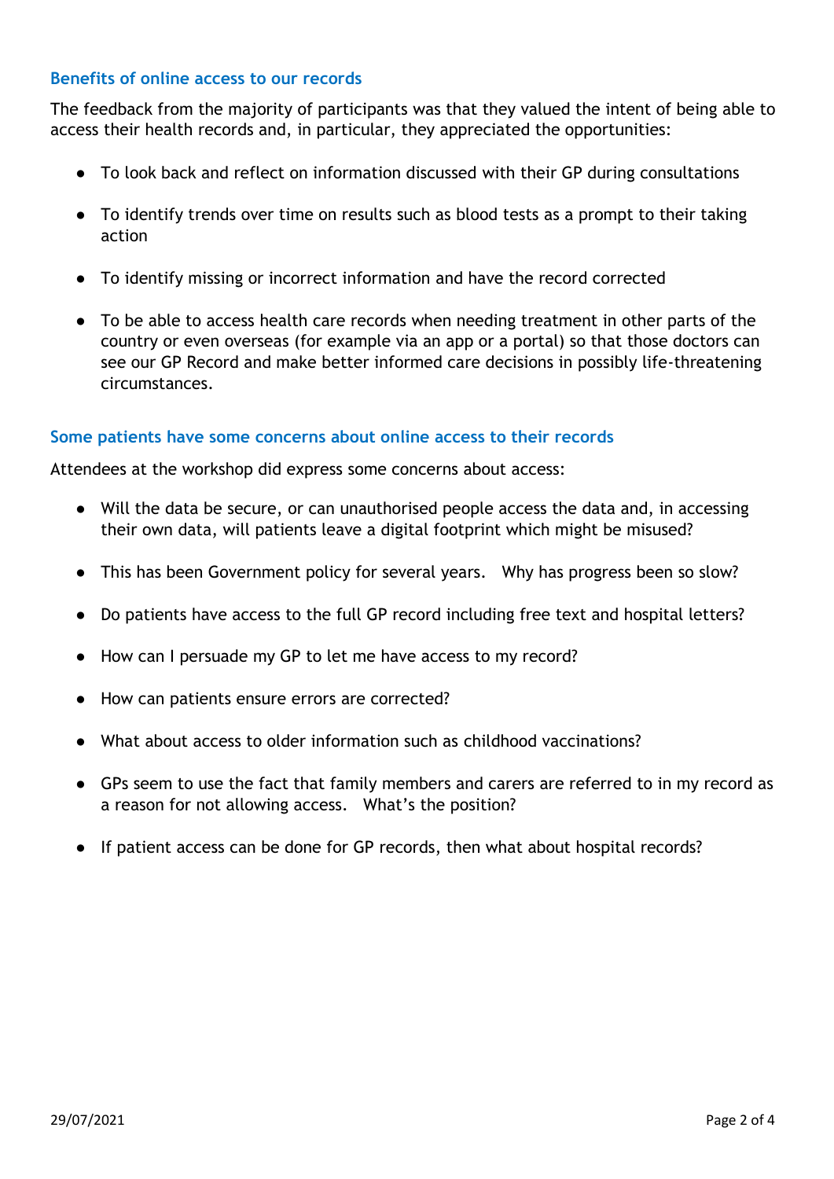### Benefits of online access to our records

The feedback from the majority of participants was that they valued the intent of being able to access their health records and, in particular, they appreciated the opportunities:

- To look back and reflect on information discussed with their GP during consultations
- To identify trends over time on results such as blood tests as a prompt to their taking action
- To identify missing or incorrect information and have the record corrected
- To be able to access health care records when needing treatment in other parts of the country or even overseas (for example via an app or a portal) so that those doctors can see our GP Record and make better informed care decisions in possibly life-threatening circumstances.

### Some patients have some concerns about online access to their records

Attendees at the workshop did express some concerns about access:

- Will the data be secure, or can unauthorised people access the data and, in accessing their own data, will patients leave a digital footprint which might be misused?
- This has been Government policy for several years. Why has progress been so slow?
- Do patients have access to the full GP record including free text and hospital letters?
- How can I persuade my GP to let me have access to my record?
- How can patients ensure errors are corrected?
- What about access to older information such as childhood vaccinations?
- GPs seem to use the fact that family members and carers are referred to in my record as a reason for not allowing access. What's the position?
- If patient access can be done for GP records, then what about hospital records?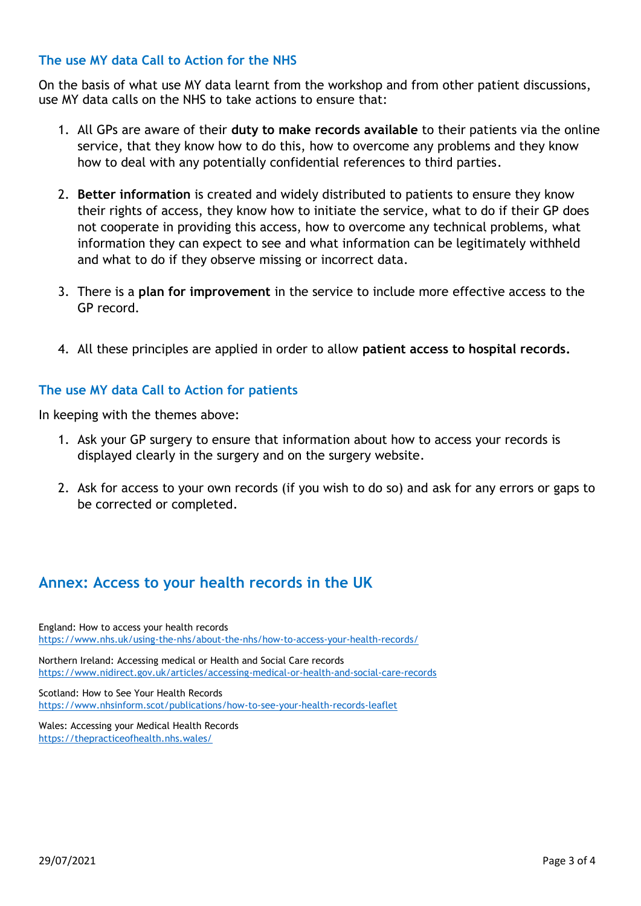### The use MY data Call to Action for the NHS

On the basis of what use MY data learnt from the workshop and from other patient discussions, use MY data calls on the NHS to take actions to ensure that:

1. All GPs are aware of their **duty to make records available** to their patients via the online service, that they know how to do this, how to overcome any problems and they know how to deal with any potentially confidential references to third parties.

2. **Better information** is created and widely distributed to patients to ensure they know their rights of access, they know how to initiate the service, what to do if their GP does not cooperate in providing this access, how to overcome any technical problems, what information they can expect to see and what information can be legitimately withheld and what to do if they observe missing or incorrect data.

3. There is a **plan for improvement** in the service to include more effective access to the GP record.

4. All these principles are applied in order to allow **patient access to hospital records.**

### The use MY data Call to Action for patients

In keeping with the themes above:

1. Ask your GP surgery to ensure that information about how to access your records is displayed clearly in the surgery and on the surgery website.

2. Ask for access to your own records (if you wish to do so) and ask for any errors or gaps to be corrected or completed.

## Annex: Access to your health records in the UK

England: How to access your health records
https://www.nhs.uk/using-the-nhs/about-the-nhs/how-to-access-your-health-records/

Northern Ireland: Accessing medical or Health and Social Care records
https://www.nidirect.gov.uk/articles/accessing-medical-or-health-and-social-care-records

Scotland: How to See Your Health Records
https://www.nhsinform.scot/publications/how-to-see-your-health-records-leaflet

Wales: Accessing your Medical Health Records
https://thepracticeofhealth.nhs.wales/

29/07/2021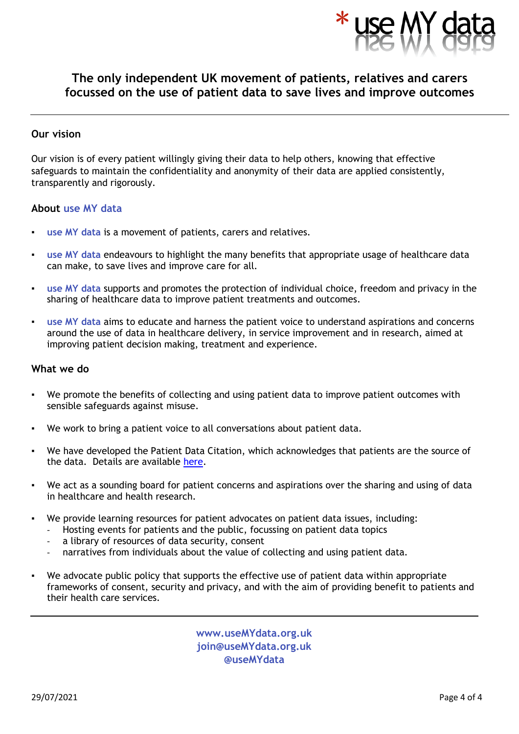**\* use MY data**

## The only independent UK movement of patients, relatives and carers focussed on the use of patient data to save lives and improve outcomes

### Our vision

Our vision is of every patient willingly giving their data to help others, knowing that effective safeguards to maintain the confidentiality and anonymity of their data are applied consistently, transparently and rigorously.

### About use MY data

- **use MY data** is a movement of patients, carers and relatives.
- **use MY data** endeavours to highlight the many benefits that appropriate usage of healthcare data can make, to save lives and improve care for all.
- **use MY data** supports and promotes the protection of individual choice, freedom and privacy in the sharing of healthcare data to improve patient treatments and outcomes.
- **use MY data** aims to educate and harness the patient voice to understand aspirations and concerns around the use of data in healthcare delivery, in service improvement and in research, aimed at improving patient decision making, treatment and experience.

### What we do

- We promote the benefits of collecting and using patient data to improve patient outcomes with sensible safeguards against misuse.
- We work to bring a patient voice to all conversations about patient data.
- We have developed the Patient Data Citation, which acknowledges that patients are the source of the data. Details are available here.
- We act as a sounding board for patient concerns and aspirations over the sharing and using of data in healthcare and health research.
- We provide learning resources for patient advocates on patient data issues, including:
  - Hosting events for patients and the public, focussing on patient data topics
  - a library of resources of data security, consent
  - narratives from individuals about the value of collecting and using patient data.
- We advocate public policy that supports the effective use of patient data within appropriate frameworks of consent, security and privacy, and with the aim of providing benefit to patients and their health care services.

---

**www.useMYdata.org.uk**
**join@useMYdata.org.uk**
**@useMYdata**

29/07/2021